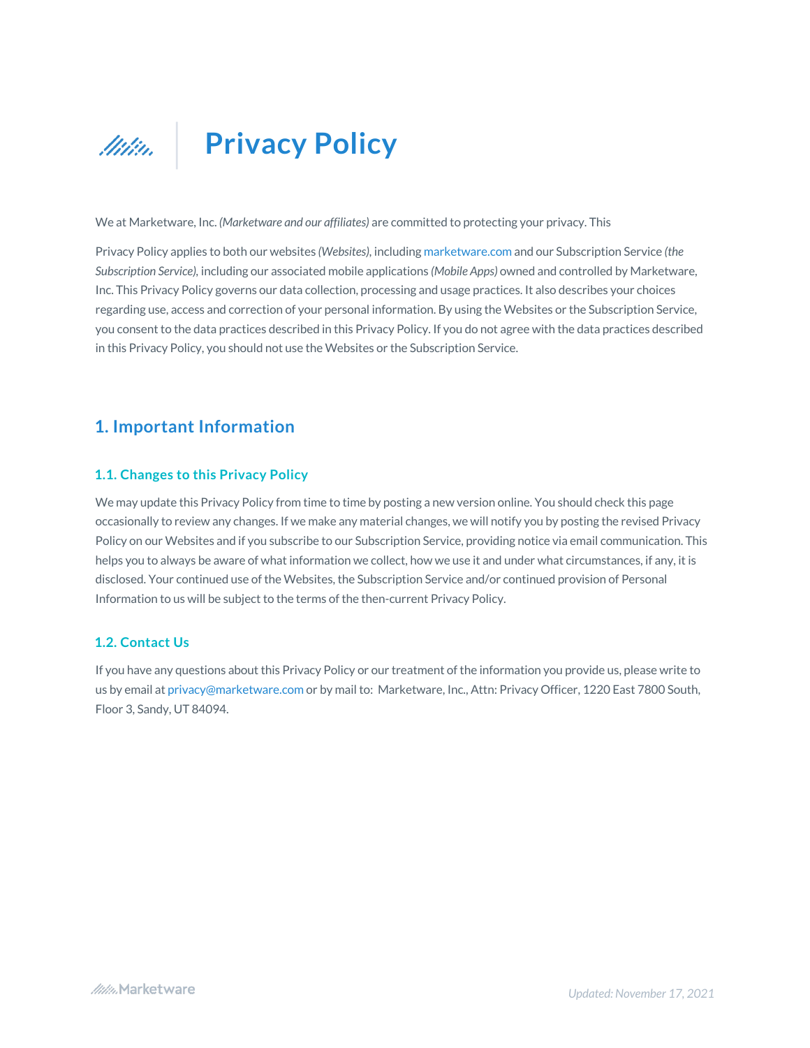# Privacy Policy

We at Marketware, Inc. *(Marketware and our affiliates)* are committed to protecting your privacy. This

Privacy Policy applies to both our websites *(Websites)*, including marketware.com and our Subscription Service *(the Subscription Service)*, including our associated mobile applications *(Mobile Apps)* owned and controlled by Marketware, Inc. This Privacy Policy governs our data collection, processing and usage practices. It also describes your choices regarding use, access and correction of your personal information. By using the Websites or the Subscription Service, you consent to the data practices described in this Privacy Policy. If you do not agree with the data practices described in this Privacy Policy, you should not use the Websites or the Subscription Service.

## 1. Important Information

### 1.1. Changes to this Privacy Policy

We may update this Privacy Policy from time to time by posting a new version online. You should check this page occasionally to review any changes. If we make any material changes, we will notify you by posting the revised Privacy Policy on our Websites and if you subscribe to our Subscription Service, providing notice via email communication. This helps you to always be aware of what information we collect, how we use it and under what circumstances, if any, it is disclosed. Your continued use of the Websites, the Subscription Service and/or continued provision of Personal Information to us will be subject to the terms of the then-current Privacy Policy.

### 1.2. Contact Us

If you have any questions about this Privacy Policy or our treatment of the information you provide us, please write to us by email at privacy@marketware.com or by mail to: Marketware, Inc., Attn: Privacy Officer, 1220 East 7800 South, Floor 3, Sandy, UT 84094.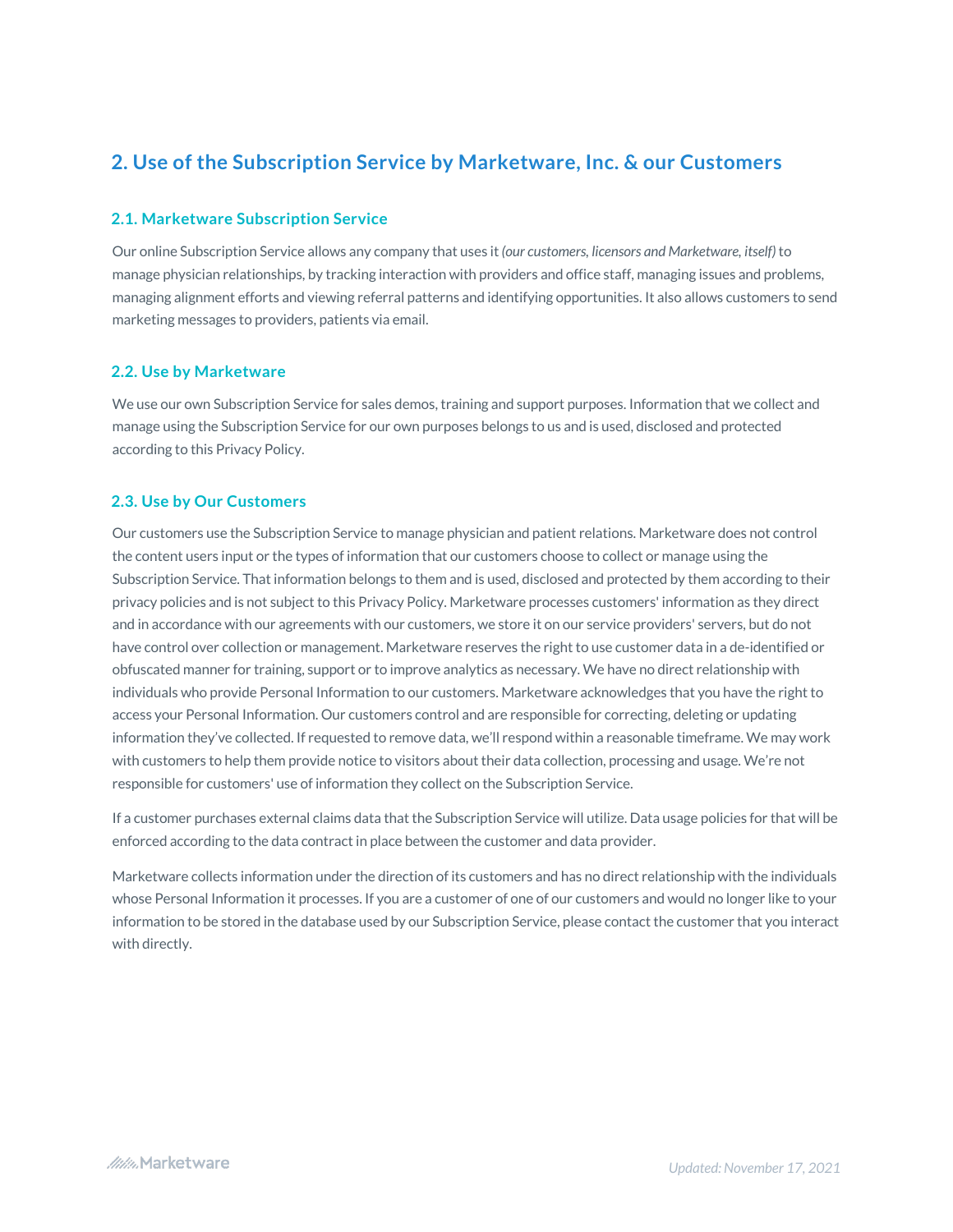## 2. Use of the Subscription Service by Marketware, Inc. & our Customers

### 2.1. Marketware Subscription Service

Our online Subscription Service allows any company that uses it *(our customers, licensors and Marketware, itself)* to manage physician relationships, by tracking interaction with providers and office staff, managing issues and problems, managing alignment efforts and viewing referral patterns and identifying opportunities. It also allows customers to send marketing messages to providers, patients via email.

### 2.2. Use by Marketware

We use our own Subscription Service for sales demos, training and support purposes. Information that we collect and manage using the Subscription Service for our own purposes belongs to us and is used, disclosed and protected according to this Privacy Policy.

### 2.3. Use by Our Customers

Our customers use the Subscription Service to manage physician and patient relations. Marketware does not control the content users input or the types of information that our customers choose to collect or manage using the Subscription Service. That information belongs to them and is used, disclosed and protected by them according to their privacy policies and is not subject to this Privacy Policy. Marketware processes customers' information as they direct and in accordance with our agreements with our customers, we store it on our service providers' servers, but do not have control over collection or management. Marketware reserves the right to use customer data in a de-identified or obfuscated manner for training, support or to improve analytics as necessary. We have no direct relationship with individuals who provide Personal Information to our customers. Marketware acknowledges that you have the right to access your Personal Information. Our customers control and are responsible for correcting, deleting or updating information they've collected. If requested to remove data, we'll respond within a reasonable timeframe. We may work with customers to help them provide notice to visitors about their data collection, processing and usage. We're not responsible for customers' use of information they collect on the Subscription Service.

If a customer purchases external claims data that the Subscription Service will utilize. Data usage policies for that will be enforced according to the data contract in place between the customer and data provider.

Marketware collects information under the direction of its customers and has no direct relationship with the individuals whose Personal Information it processes. If you are a customer of one of our customers and would no longer like to your information to be stored in the database used by our Subscription Service, please contact the customer that you interact with directly.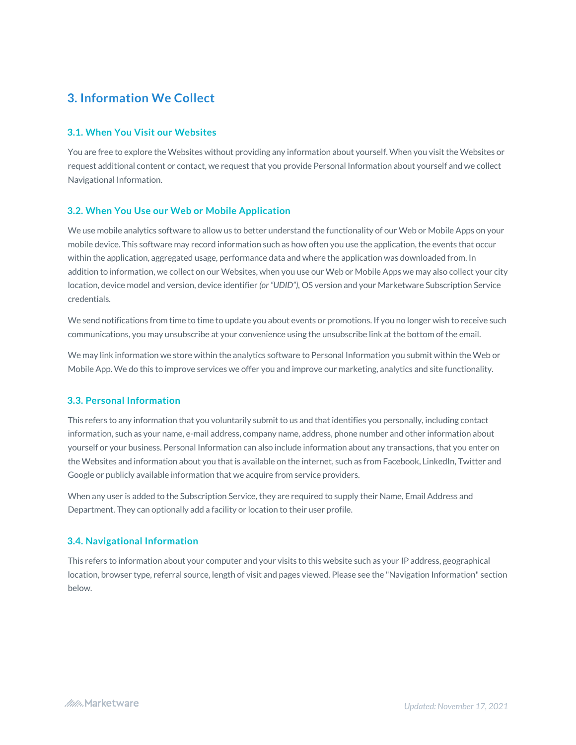## 3. Information We Collect

### 3.1. When You Visit our Websites

You are free to explore the Websites without providing any information about yourself. When you visit the Websites or request additional content or contact, we request that you provide Personal Information about yourself and we collect Navigational Information.

### 3.2. When You Use our Web or Mobile Application

We use mobile analytics software to allow us to better understand the functionality of our Web or Mobile Apps on your mobile device. This software may record information such as how often you use the application, the events that occur within the application, aggregated usage, performance data and where the application was downloaded from. In addition to information, we collect on our Websites, when you use our Web or Mobile Apps we may also collect your city location, device model and version, device identifier *(or "UDID")*, OS version and your Marketware Subscription Service credentials.

We send notifications from time to time to update you about events or promotions. If you no longer wish to receive such communications, you may unsubscribe at your convenience using the unsubscribe link at the bottom of the email.

We may link information we store within the analytics software to Personal Information you submit within the Web or Mobile App. We do this to improve services we offer you and improve our marketing, analytics and site functionality.

### 3.3. Personal Information

This refers to any information that you voluntarily submit to us and that identifies you personally, including contact information, such as your name, e-mail address, company name, address, phone number and other information about yourself or your business. Personal Information can also include information about any transactions, that you enter on the Websites and information about you that is available on the internet, such as from Facebook, LinkedIn, Twitter and Google or publicly available information that we acquire from service providers.

When any user is added to the Subscription Service, they are required to supply their Name, Email Address and Department. They can optionally add a facility or location to their user profile.

### 3.4. Navigational Information

This refers to information about your computer and your visits to this website such as your IP address, geographical location, browser type, referral source, length of visit and pages viewed. Please see the "Navigation Information" section below.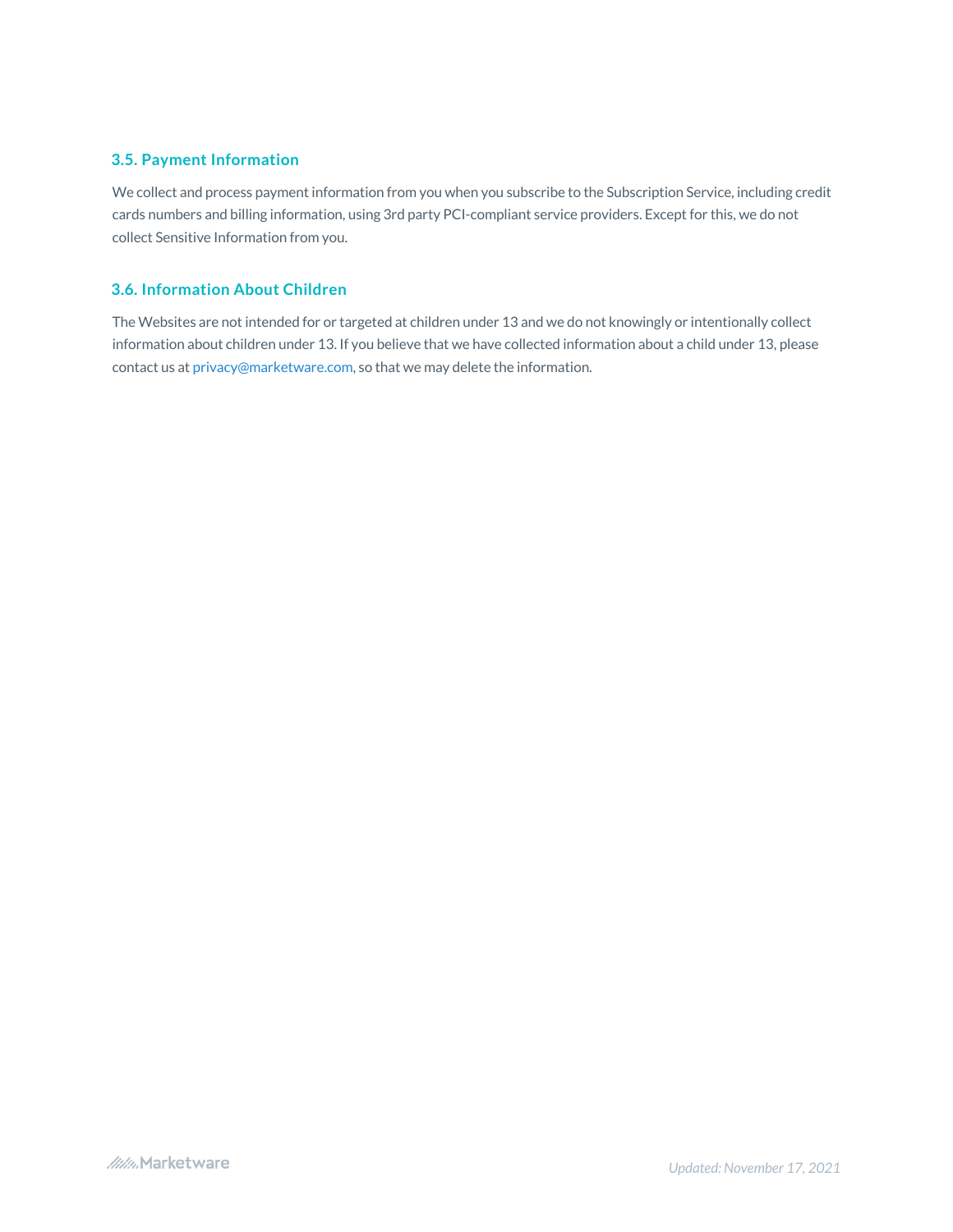### 3.5. Payment Information

We collect and process payment information from you when you subscribe to the Subscription Service, including credit cards numbers and billing information, using 3rd party PCI-compliant service providers. Except for this, we do not collect Sensitive Information from you.

### 3.6. Information About Children

The Websites are not intended for or targeted at children under 13 and we do not knowingly or intentionally collect information about children under 13. If you believe that we have collected information about a child under 13, please contact us at privacy@marketware.com, so that we may delete the information.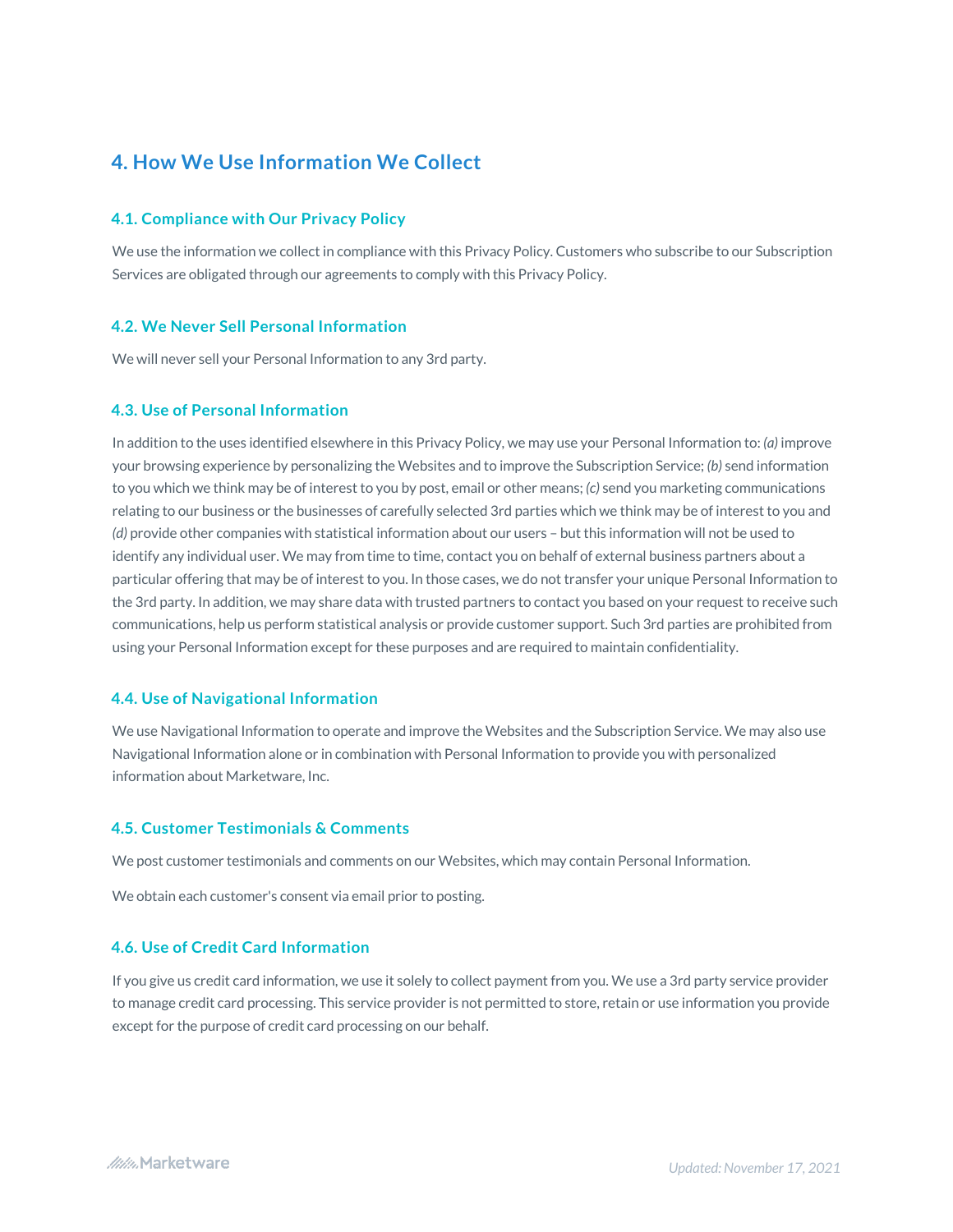## 4. How We Use Information We Collect

### 4.1. Compliance with Our Privacy Policy

We use the information we collect in compliance with this Privacy Policy. Customers who subscribe to our Subscription Services are obligated through our agreements to comply with this Privacy Policy.

### 4.2. We Never Sell Personal Information

We will never sell your Personal Information to any 3rd party.

### 4.3. Use of Personal Information

In addition to the uses identified elsewhere in this Privacy Policy, we may use your Personal Information to: *(a)* improve your browsing experience by personalizing the Websites and to improve the Subscription Service; *(b)* send information to you which we think may be of interest to you by post, email or other means; *(c)* send you marketing communications relating to our business or the businesses of carefully selected 3rd parties which we think may be of interest to you and *(d)* provide other companies with statistical information about our users – but this information will not be used to identify any individual user. We may from time to time, contact you on behalf of external business partners about a particular offering that may be of interest to you. In those cases, we do not transfer your unique Personal Information to the 3rd party. In addition, we may share data with trusted partners to contact you based on your request to receive such communications, help us perform statistical analysis or provide customer support. Such 3rd parties are prohibited from using your Personal Information except for these purposes and are required to maintain confidentiality.

### 4.4. Use of Navigational Information

We use Navigational Information to operate and improve the Websites and the Subscription Service. We may also use Navigational Information alone or in combination with Personal Information to provide you with personalized information about Marketware, Inc.

### 4.5. Customer Testimonials & Comments

We post customer testimonials and comments on our Websites, which may contain Personal Information.

We obtain each customer's consent via email prior to posting.

### 4.6. Use of Credit Card Information

If you give us credit card information, we use it solely to collect payment from you. We use a 3rd party service provider to manage credit card processing. This service provider is not permitted to store, retain or use information you provide except for the purpose of credit card processing on our behalf.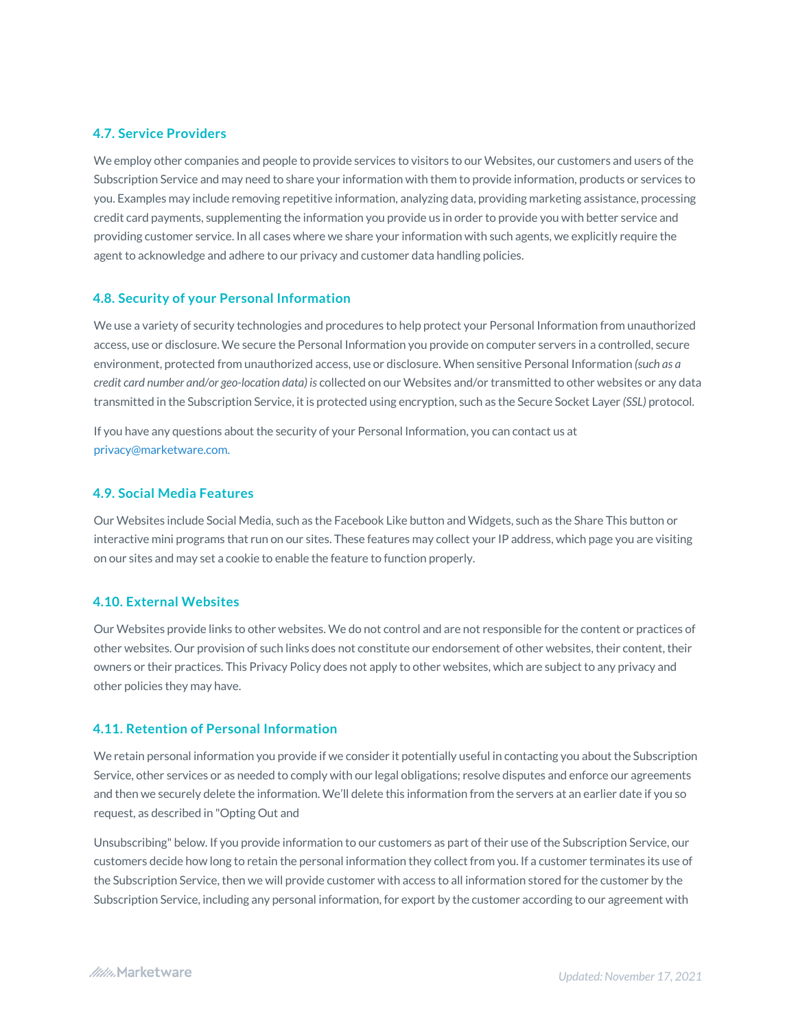### 4.7. Service Providers

We employ other companies and people to provide services to visitors to our Websites, our customers and users of the Subscription Service and may need to share your information with them to provide information, products or services to you. Examples may include removing repetitive information, analyzing data, providing marketing assistance, processing credit card payments, supplementing the information you provide us in order to provide you with better service and providing customer service. In all cases where we share your information with such agents, we explicitly require the agent to acknowledge and adhere to our privacy and customer data handling policies.

### 4.8. Security of your Personal Information

We use a variety of security technologies and procedures to help protect your Personal Information from unauthorized access, use or disclosure. We secure the Personal Information you provide on computer servers in a controlled, secure environment, protected from unauthorized access, use or disclosure. When sensitive Personal Information *(such as a credit card number and/or geo-location data) is* collected on our Websites and/or transmitted to other websites or any data transmitted in the Subscription Service, it is protected using encryption, such as the Secure Socket Layer *(SSL)* protocol.

If you have any questions about the security of your Personal Information, you can contact us at privacy@marketware.com.

### 4.9. Social Media Features

Our Websites include Social Media, such as the Facebook Like button and Widgets, such as the Share This button or interactive mini programs that run on our sites. These features may collect your IP address, which page you are visiting on our sites and may set a cookie to enable the feature to function properly.

### 4.10. External Websites

Our Websites provide links to other websites. We do not control and are not responsible for the content or practices of other websites. Our provision of such links does not constitute our endorsement of other websites, their content, their owners or their practices. This Privacy Policy does not apply to other websites, which are subject to any privacy and other policies they may have.

### 4.11. Retention of Personal Information

We retain personal information you provide if we consider it potentially useful in contacting you about the Subscription Service, other services or as needed to comply with our legal obligations; resolve disputes and enforce our agreements and then we securely delete the information. We'll delete this information from the servers at an earlier date if you so request, as described in "Opting Out and Unsubscribing" below. If you provide information to our customers as part of their use of the Subscription Service, our customers decide how long to retain the personal information they collect from you. If a customer terminates its use of the Subscription Service, then we will provide customer with access to all information stored for the customer by the Subscription Service, including any personal information, for export by the customer according to our agreement with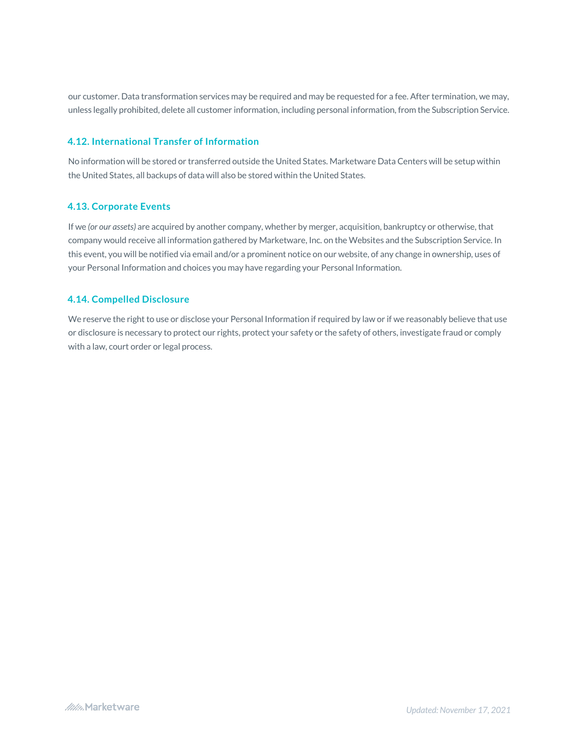our customer. Data transformation services may be required and may be requested for a fee. After termination, we may, unless legally prohibited, delete all customer information, including personal information, from the Subscription Service.

### 4.12. International Transfer of Information

No information will be stored or transferred outside the United States. Marketware Data Centers will be setup within the United States, all backups of data will also be stored within the United States.

### 4.13. Corporate Events

If we *(or our assets)* are acquired by another company, whether by merger, acquisition, bankruptcy or otherwise, that company would receive all information gathered by Marketware, Inc. on the Websites and the Subscription Service. In this event, you will be notified via email and/or a prominent notice on our website, of any change in ownership, uses of your Personal Information and choices you may have regarding your Personal Information.

### 4.14. Compelled Disclosure

We reserve the right to use or disclose your Personal Information if required by law or if we reasonably believe that use or disclosure is necessary to protect our rights, protect your safety or the safety of others, investigate fraud or comply with a law, court order or legal process.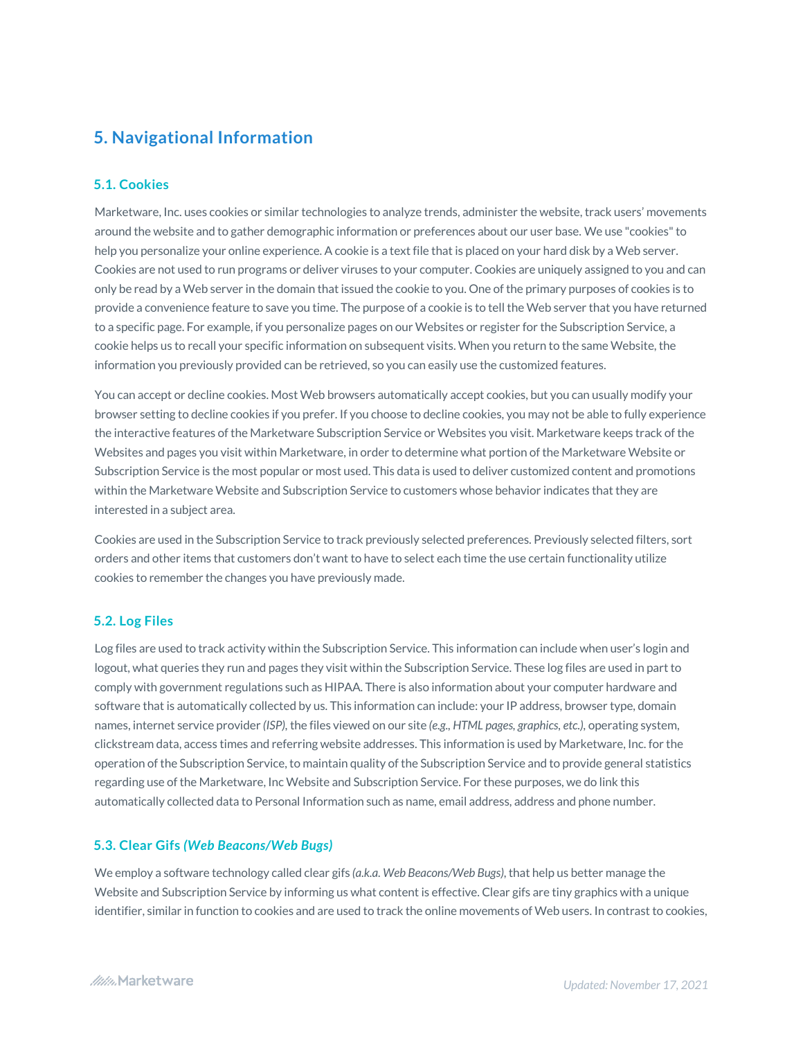## 5. Navigational Information

### 5.1. Cookies

Marketware, Inc. uses cookies or similar technologies to analyze trends, administer the website, track users' movements around the website and to gather demographic information or preferences about our user base. We use "cookies" to help you personalize your online experience. A cookie is a text file that is placed on your hard disk by a Web server. Cookies are not used to run programs or deliver viruses to your computer. Cookies are uniquely assigned to you and can only be read by a Web server in the domain that issued the cookie to you. One of the primary purposes of cookies is to provide a convenience feature to save you time. The purpose of a cookie is to tell the Web server that you have returned to a specific page. For example, if you personalize pages on our Websites or register for the Subscription Service, a cookie helps us to recall your specific information on subsequent visits. When you return to the same Website, the information you previously provided can be retrieved, so you can easily use the customized features.

You can accept or decline cookies. Most Web browsers automatically accept cookies, but you can usually modify your browser setting to decline cookies if you prefer. If you choose to decline cookies, you may not be able to fully experience the interactive features of the Marketware Subscription Service or Websites you visit. Marketware keeps track of the Websites and pages you visit within Marketware, in order to determine what portion of the Marketware Website or Subscription Service is the most popular or most used. This data is used to deliver customized content and promotions within the Marketware Website and Subscription Service to customers whose behavior indicates that they are interested in a subject area.

Cookies are used in the Subscription Service to track previously selected preferences. Previously selected filters, sort orders and other items that customers don't want to have to select each time the use certain functionality utilize cookies to remember the changes you have previously made.

### 5.2. Log Files

Log files are used to track activity within the Subscription Service. This information can include when user's login and logout, what queries they run and pages they visit within the Subscription Service. These log files are used in part to comply with government regulations such as HIPAA. There is also information about your computer hardware and software that is automatically collected by us. This information can include: your IP address, browser type, domain names, internet service provider *(ISP)*, the files viewed on our site *(e.g., HTML pages, graphics, etc.)*, operating system, clickstream data, access times and referring website addresses. This information is used by Marketware, Inc. for the operation of the Subscription Service, to maintain quality of the Subscription Service and to provide general statistics regarding use of the Marketware, Inc Website and Subscription Service. For these purposes, we do link this automatically collected data to Personal Information such as name, email address, address and phone number.

### 5.3. Clear Gifs *(Web Beacons/Web Bugs)*

We employ a software technology called clear gifs *(a.k.a. Web Beacons/Web Bugs)*, that help us better manage the Website and Subscription Service by informing us what content is effective. Clear gifs are tiny graphics with a unique identifier, similar in function to cookies and are used to track the online movements of Web users. In contrast to cookies,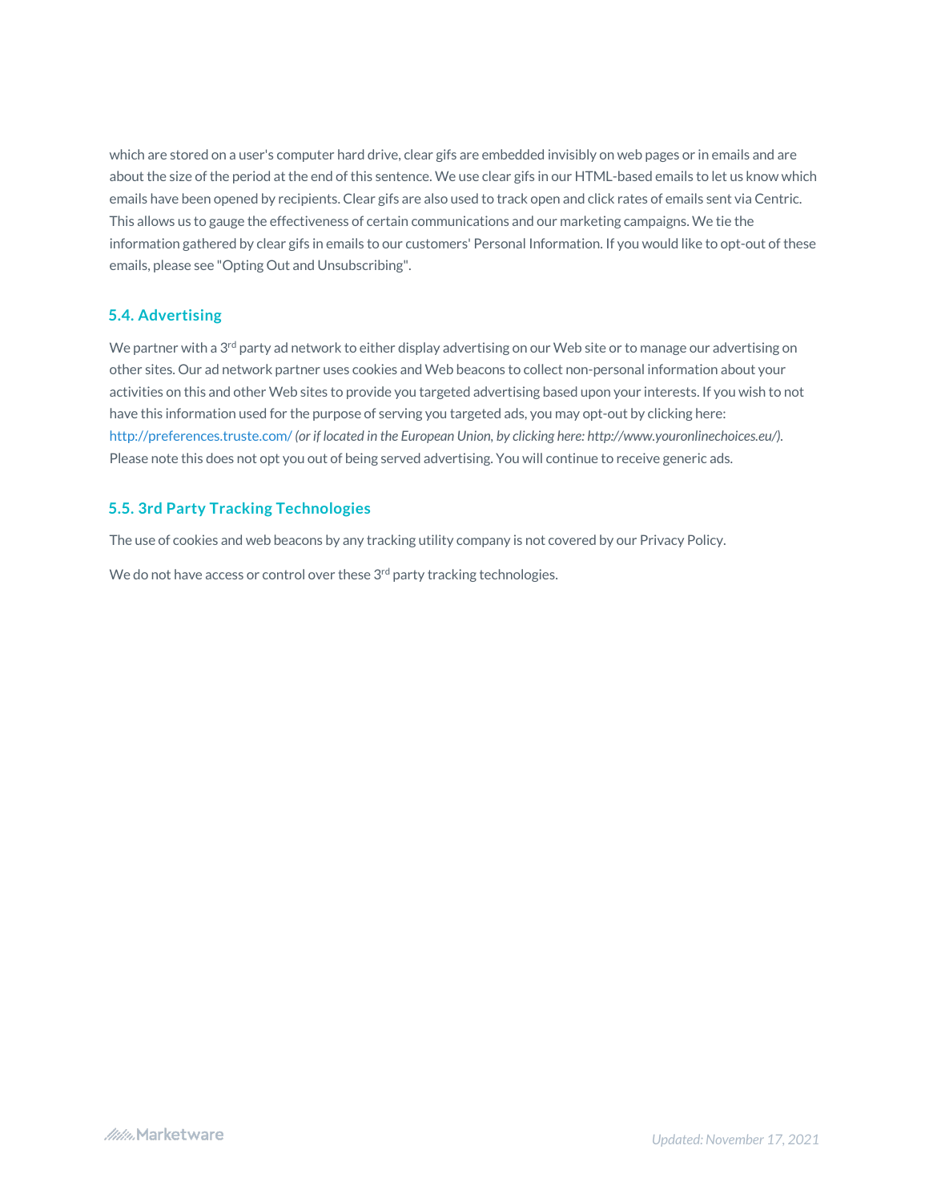which are stored on a user's computer hard drive, clear gifs are embedded invisibly on web pages or in emails and are about the size of the period at the end of this sentence. We use clear gifs in our HTML-based emails to let us know which emails have been opened by recipients. Clear gifs are also used to track open and click rates of emails sent via Centric. This allows us to gauge the effectiveness of certain communications and our marketing campaigns. We tie the information gathered by clear gifs in emails to our customers' Personal Information. If you would like to opt-out of these emails, please see "Opting Out and Unsubscribing".

### 5.4. Advertising

We partner with a 3rd party ad network to either display advertising on our Web site or to manage our advertising on other sites. Our ad network partner uses cookies and Web beacons to collect non-personal information about your activities on this and other Web sites to provide you targeted advertising based upon your interests. If you wish to not have this information used for the purpose of serving you targeted ads, you may opt-out by clicking here: http://preferences.truste.com/ *(or if located in the European Union, by clicking here: http://www.youronlinechoices.eu/).* Please note this does not opt you out of being served advertising. You will continue to receive generic ads.

### 5.5. 3rd Party Tracking Technologies

The use of cookies and web beacons by any tracking utility company is not covered by our Privacy Policy.

We do not have access or control over these 3rd party tracking technologies.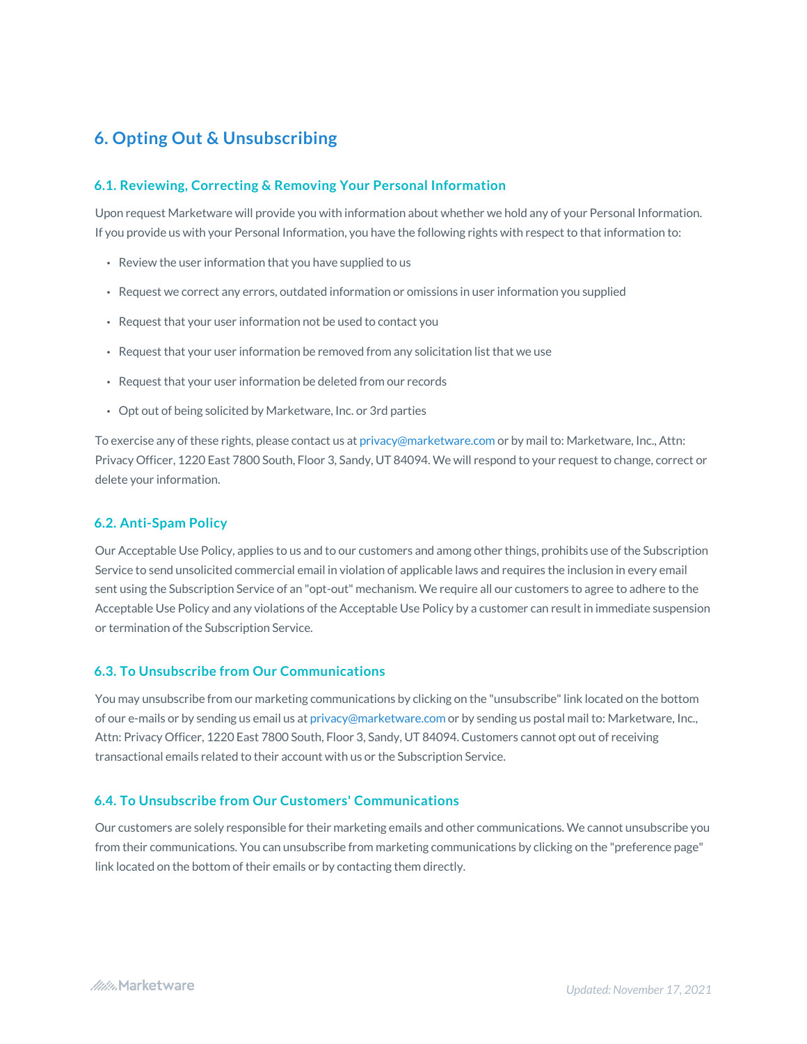## 6. Opting Out & Unsubscribing

### 6.1. Reviewing, Correcting & Removing Your Personal Information

Upon request Marketware will provide you with information about whether we hold any of your Personal Information. If you provide us with your Personal Information, you have the following rights with respect to that information to:

- Review the user information that you have supplied to us
- Request we correct any errors, outdated information or omissions in user information you supplied
- Request that your user information not be used to contact you
- Request that your user information be removed from any solicitation list that we use
- Request that your user information be deleted from our records
- Opt out of being solicited by Marketware, Inc. or 3rd parties

To exercise any of these rights, please contact us at privacy@marketware.com or by mail to: Marketware, Inc., Attn: Privacy Officer, 1220 East 7800 South, Floor 3, Sandy, UT 84094. We will respond to your request to change, correct or delete your information.

### 6.2. Anti-Spam Policy

Our Acceptable Use Policy, applies to us and to our customers and among other things, prohibits use of the Subscription Service to send unsolicited commercial email in violation of applicable laws and requires the inclusion in every email sent using the Subscription Service of an "opt-out" mechanism. We require all our customers to agree to adhere to the Acceptable Use Policy and any violations of the Acceptable Use Policy by a customer can result in immediate suspension or termination of the Subscription Service.

### 6.3. To Unsubscribe from Our Communications

You may unsubscribe from our marketing communications by clicking on the "unsubscribe" link located on the bottom of our e-mails or by sending us email us at privacy@marketware.com or by sending us postal mail to: Marketware, Inc., Attn: Privacy Officer, 1220 East 7800 South, Floor 3, Sandy, UT 84094. Customers cannot opt out of receiving transactional emails related to their account with us or the Subscription Service.

### 6.4. To Unsubscribe from Our Customers' Communications

Our customers are solely responsible for their marketing emails and other communications. We cannot unsubscribe you from their communications. You can unsubscribe from marketing communications by clicking on the "preference page" link located on the bottom of their emails or by contacting them directly.